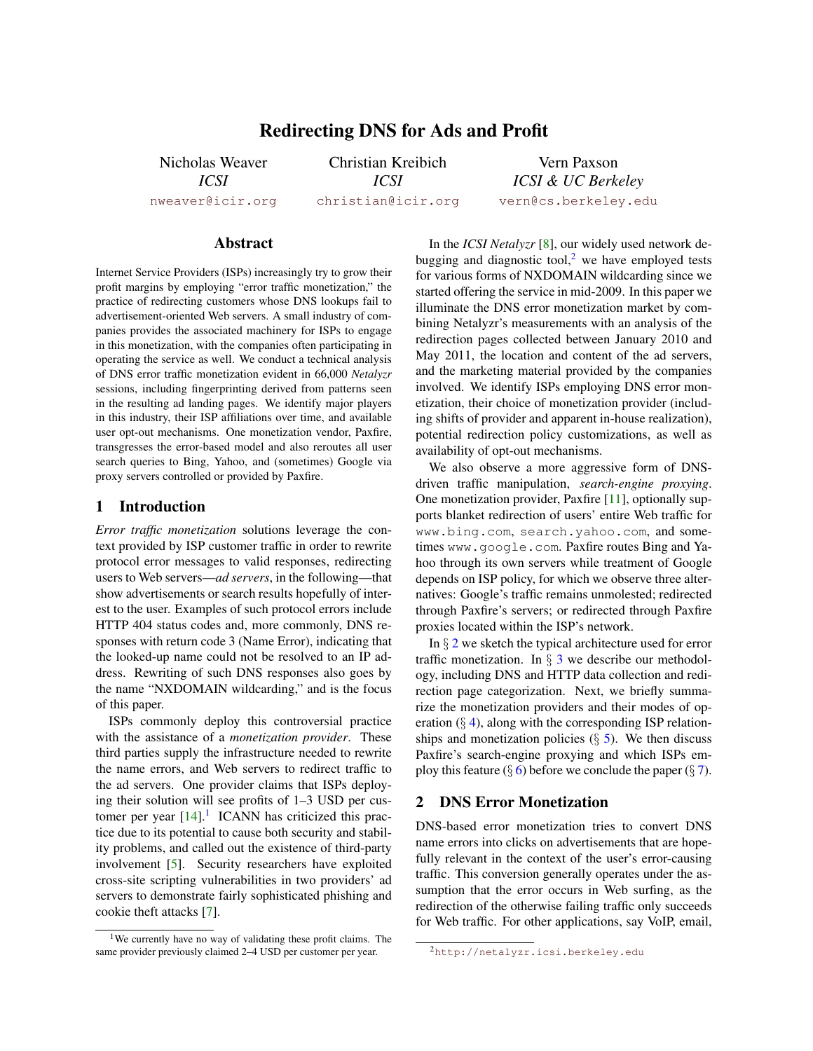# Redirecting DNS for Ads and Profit

Nicholas Weaver
*ICSI*
nweaver@icir.org

Christian Kreibich
*ICSI*
christian@icir.org

Vern Paxson
*ICSI & UC Berkeley*
vern@cs.berkeley.edu

## Abstract

Internet Service Providers (ISPs) increasingly try to grow their profit margins by employing "error traffic monetization," the practice of redirecting customers whose DNS lookups fail to advertisement-oriented Web servers. A small industry of companies provides the associated machinery for ISPs to engage in this monetization, with the companies often participating in operating the service as well. We conduct a technical analysis of DNS error traffic monetization evident in 66,000 *Netalyzr* sessions, including fingerprinting derived from patterns seen in the resulting ad landing pages. We identify major players in this industry, their ISP affiliations over time, and available user opt-out mechanisms. One monetization vendor, Paxfire, transgresses the error-based model and also reroutes all user search queries to Bing, Yahoo, and (sometimes) Google via proxy servers controlled or provided by Paxfire.

## 1 Introduction

*Error traffic monetization* solutions leverage the context provided by ISP customer traffic in order to rewrite protocol error messages to valid responses, redirecting users to Web servers—*ad servers*, in the following—that show advertisements or search results hopefully of interest to the user. Examples of such protocol errors include HTTP 404 status codes and, more commonly, DNS responses with return code 3 (Name Error), indicating that the looked-up name could not be resolved to an IP address. Rewriting of such DNS responses also goes by the name "NXDOMAIN wildcarding," and is the focus of this paper.

ISPs commonly deploy this controversial practice with the assistance of a *monetization provider*. These third parties supply the infrastructure needed to rewrite the name errors, and Web servers to redirect traffic to the ad servers. One provider claims that ISPs deploying their solution will see profits of 1–3 USD per customer per year [14].[1] ICANN has criticized this practice due to its potential to cause both security and stability problems, and called out the existence of third-party involvement [5]. Security researchers have exploited cross-site scripting vulnerabilities in two providers' ad servers to demonstrate fairly sophisticated phishing and cookie theft attacks [7].

In the *ICSI Netalyzr* [8], our widely used network debugging and diagnostic tool,[2] we have employed tests for various forms of NXDOMAIN wildcarding since we started offering the service in mid-2009. In this paper we illuminate the DNS error monetization market by combining Netalyzr's measurements with an analysis of the redirection pages collected between January 2010 and May 2011, the location and content of the ad servers, and the marketing material provided by the companies involved. We identify ISPs employing DNS error monetization, their choice of monetization provider (including shifts of provider and apparent in-house realization), potential redirection policy customizations, as well as availability of opt-out mechanisms.

We also observe a more aggressive form of DNS-driven traffic manipulation, *search-engine proxying*. One monetization provider, Paxfire [11], optionally supports blanket redirection of users' entire Web traffic for www.bing.com, search.yahoo.com, and sometimes www.google.com. Paxfire routes Bing and Yahoo through its own servers while treatment of Google depends on ISP policy, for which we observe three alternatives: Google's traffic remains unmolested; redirected through Paxfire's servers; or redirected through Paxfire proxies located within the ISP's network.

In § 2 we sketch the typical architecture used for error traffic monetization. In § 3 we describe our methodology, including DNS and HTTP data collection and redirection page categorization. Next, we briefly summarize the monetization providers and their modes of operation (§ 4), along with the corresponding ISP relationships and monetization policies (§ 5). We then discuss Paxfire's search-engine proxying and which ISPs employ this feature (§ 6) before we conclude the paper (§ 7).

## 2 DNS Error Monetization

DNS-based error monetization tries to convert DNS name errors into clicks on advertisements that are hopefully relevant in the context of the user's error-causing traffic. This conversion generally operates under the assumption that the error occurs in Web surfing, as the redirection of the otherwise failing traffic only succeeds for Web traffic. For other applications, say VoIP, email,

[1] We currently have no way of validating these profit claims. The same provider previously claimed 2–4 USD per customer per year.

[2] http://netalyzr.icsi.berkeley.edu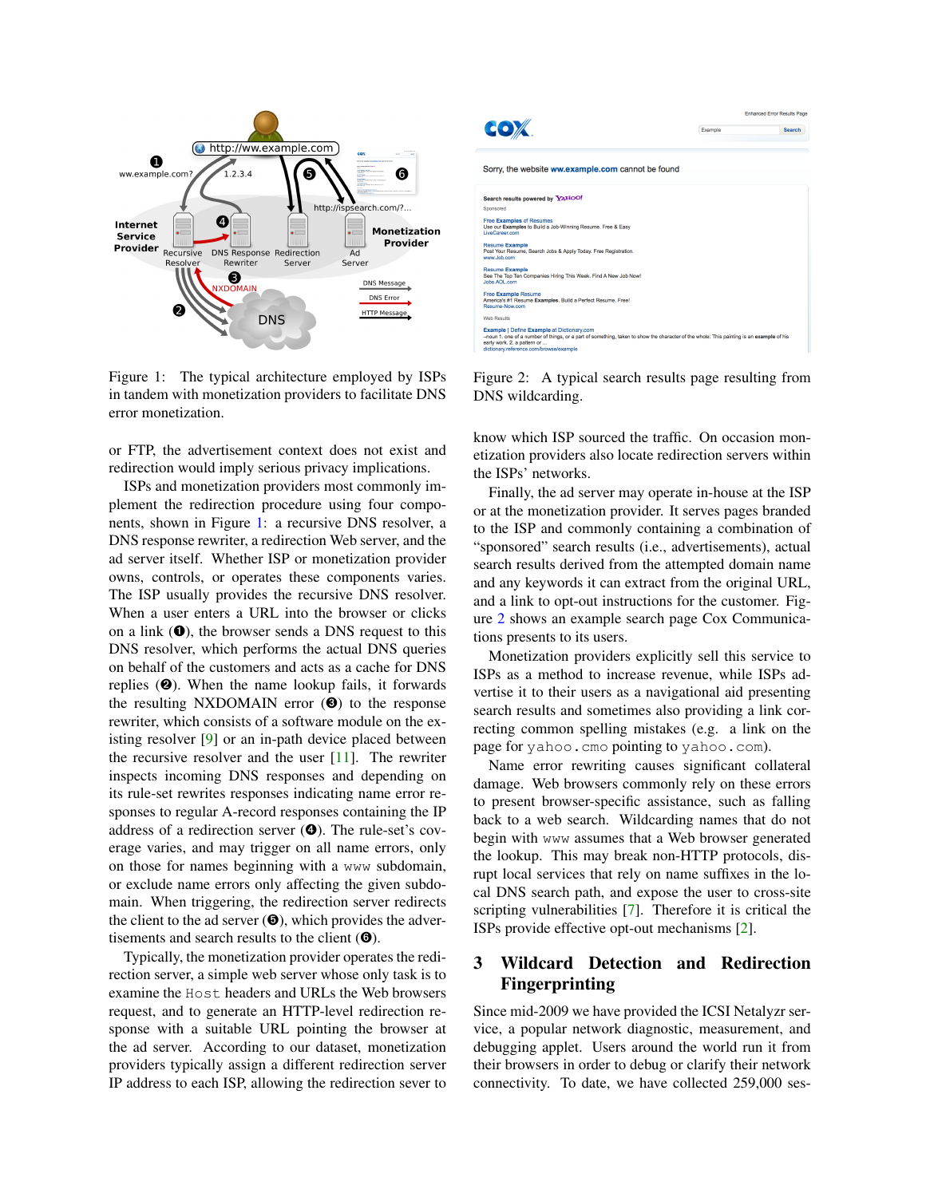Figure 1: The typical architecture employed by ISPs in tandem with monetization providers to facilitate DNS error monetization.

Figure 2: A typical search results page resulting from DNS wildcarding.

or FTP, the advertisement context does not exist and redirection would imply serious privacy implications.

ISPs and monetization providers most commonly implement the redirection procedure using four components, shown in Figure 1: a recursive DNS resolver, a DNS response rewriter, a redirection Web server, and the ad server itself. Whether ISP or monetization provider owns, controls, or operates these components varies. The ISP usually provides the recursive DNS resolver. When a user enters a URL into the browser or clicks on a link (❶), the browser sends a DNS request to this DNS resolver, which performs the actual DNS queries on behalf of the customers and acts as a cache for DNS replies (❷). When the name lookup fails, it forwards the resulting NXDOMAIN error (❸) to the response rewriter, which consists of a software module on the existing resolver [9] or an in-path device placed between the recursive resolver and the user [11]. The rewriter inspects incoming DNS responses and depending on its rule-set rewrites responses indicating name error responses to regular A-record responses containing the IP address of a redirection server (❹). The rule-set's coverage varies, and may trigger on all name errors, only on those for names beginning with a `www` subdomain, or exclude name errors only affecting the given subdomain. When triggering, the redirection server redirects the client to the ad server (❺), which provides the advertisements and search results to the client (❻).

Typically, the monetization provider operates the redirection server, a simple web server whose only task is to examine the `Host` headers and URLs the Web browsers request, and to generate an HTTP-level redirection response with a suitable URL pointing the browser at the ad server. According to our dataset, monetization providers typically assign a different redirection server IP address to each ISP, allowing the redirection sever to know which ISP sourced the traffic. On occasion monetization providers also locate redirection servers within the ISPs' networks.

Finally, the ad server may operate in-house at the ISP or at the monetization provider. It serves pages branded to the ISP and commonly containing a combination of "sponsored" search results (i.e., advertisements), actual search results derived from the attempted domain name and any keywords it can extract from the original URL, and a link to opt-out instructions for the customer. Figure 2 shows an example search page Cox Communications presents to its users.

Monetization providers explicitly sell this service to ISPs as a method to increase revenue, while ISPs advertise it to their users as a navigational aid presenting search results and sometimes also providing a link correcting common spelling mistakes (e.g. a link on the page for `yahoo.cmo` pointing to `yahoo.com`).

Name error rewriting causes significant collateral damage. Web browsers commonly rely on these errors to present browser-specific assistance, such as falling back to a web search. Wildcarding names that do not begin with `www` assumes that a Web browser generated the lookup. This may break non-HTTP protocols, disrupt local services that rely on name suffixes in the local DNS search path, and expose the user to cross-site scripting vulnerabilities [7]. Therefore it is critical the ISPs provide effective opt-out mechanisms [2].

## 3 Wildcard Detection and Redirection Fingerprinting

Since mid-2009 we have provided the ICSI Netalyzr service, a popular network diagnostic, measurement, and debugging applet. Users around the world run it from their browsers in order to debug or clarify their network connectivity. To date, we have collected 259,000 ses-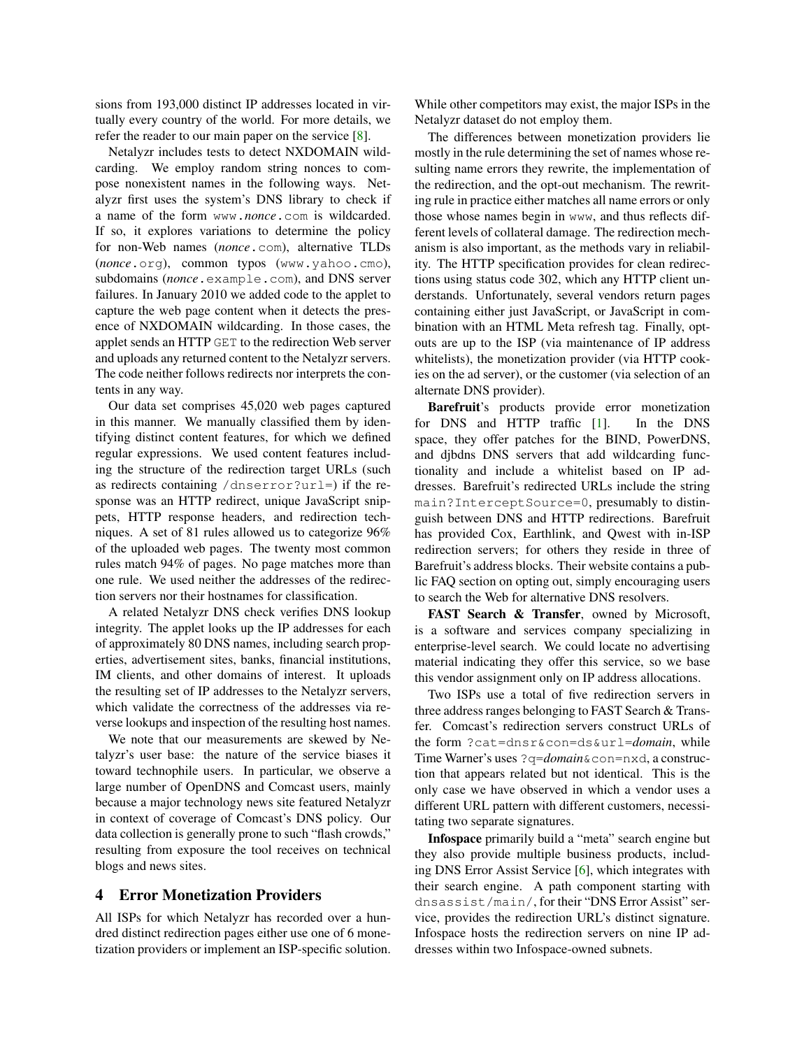sions from 193,000 distinct IP addresses located in virtually every country of the world. For more details, we refer the reader to our main paper on the service [8].

Netalyzr includes tests to detect NXDOMAIN wildcarding. We employ random string nonces to compose nonexistent names in the following ways. Netalyzr first uses the system's DNS library to check if a name of the form `www.`*nonce*`.com` is wildcarded. If so, it explores variations to determine the policy for non-Web names (*nonce*`.com`), alternative TLDs (*nonce*`.org`), common typos (`www.yahoo.cmo`), subdomains (*nonce*`.example.com`), and DNS server failures. In January 2010 we added code to the applet to capture the web page content when it detects the presence of NXDOMAIN wildcarding. In those cases, the applet sends an HTTP `GET` to the redirection Web server and uploads any returned content to the Netalyzr servers. The code neither follows redirects nor interprets the contents in any way.

Our data set comprises 45,020 web pages captured in this manner. We manually classified them by identifying distinct content features, for which we defined regular expressions. We used content features including the structure of the redirection target URLs (such as redirects containing `/dnserror?url=`) if the response was an HTTP redirect, unique JavaScript snippets, HTTP response headers, and redirection techniques. A set of 81 rules allowed us to categorizr 96% of the uploaded web pages. The twenty most common rules match 94% of pages. No page matches more than one rule. We used neither the addresses of the redirection servers nor their hostnames for classification.

A related Netalyzr DNS check verifies DNS lookup integrity. The applet looks up the IP addresses for each of approximately 80 DNS names, including search properties, advertisement sites, banks, financial institutions, IM clients, and other domains of interest. It uploads the resulting set of IP addresses to the Netalyzr servers, which validate the correctness of the addresses via reverse lookups and inspection of the resulting host names.

We note that our measurements are skewed by Netalyzr's user base: the nature of the service biases it toward technophile users. In particular, we observe a large number of OpenDNS and Comcast users, mainly because a major technology news site featured Netalyzr in context of coverage of Comcast's DNS policy. Our data collection is generally prone to such "flash crowds," resulting from exposure the tool receives on technical blogs and news sites.

## 4 Error Monetization Providers

All ISPs for which Netalyzr has recorded over a hundred distinct redirection pages either use one of 6 monetization providers or implement an ISP-specific solution. While other competitors may exist, the major ISPs in the Netalyzr dataset do not employ them.

The differences between monetization providers lie mostly in the rule determining the set of names whose resulting name errors they rewrite, the implementation of the redirection, and the opt-out mechanism. The rewriting rule in practice either matches all name errors or only those whose names begin in `www`, and thus reflects different levels of collateral damage. The redirection mechanism is also important, as the methods vary in reliability. The HTTP specification provides for clean redirections using status code 302, which any HTTP client understands. Unfortunately, several vendors return pages containing either just JavaScript, or JavaScript in combination with an HTML Meta refresh tag. Finally, opt-outs are up to the ISP (via maintenance of IP address whitelists), the monetization provider (via HTTP cookies on the ad server), or the customer (via selection of an alternate DNS provider).

**Barefruit**'s products provide error monetization for DNS and HTTP traffic [1]. In the DNS space, they offer patches for the BIND, PowerDNS, and djbdns DNS servers that add wildcarding functionality and include a whitelist based on IP addresses. Barefruit's redirected URLs include the string `main?InterceptSource=0`, presumably to distinguish between DNS and HTTP redirections. Barefruit has provided Cox, Earthlink, and Qwest with in-ISP redirection servers; for others they reside in three of Barefruit's address blocks. Their website contains a public FAQ section on opting out, simply encouraging users to search the Web for alternative DNS resolvers.

**FAST Search & Transfer**, owned by Microsoft, is a software and services company specializing in enterprise-level search. We could locate no advertising material indicating they offer this service, so we base this vendor assignment only on IP address allocations.

Two ISPs use a total of five redirection servers in three address ranges belonging to FAST Search & Transfer. Comcast's redirection servers construct URLs of the form `?cat=dnsr&con=ds&url=`*domain*, while Time Warner's uses `?q=`*domain*`&con=nxd`, a construction that appears related but not identical. This is the only case we have observed in which a vendor uses a different URL pattern with different customers, necessitating two separate signatures.

**Infospace** primarily build a "meta" search engine but they also provide multiple business products, including DNS Error Assist Service [6], which integrates with their search engine. A path component starting with `dnsassist/main/`, for their "DNS Error Assist" service, provides the redirection URL's distinct signature. Infospace hosts the redirection servers on nine IP addresses within two Infospace-owned subnets.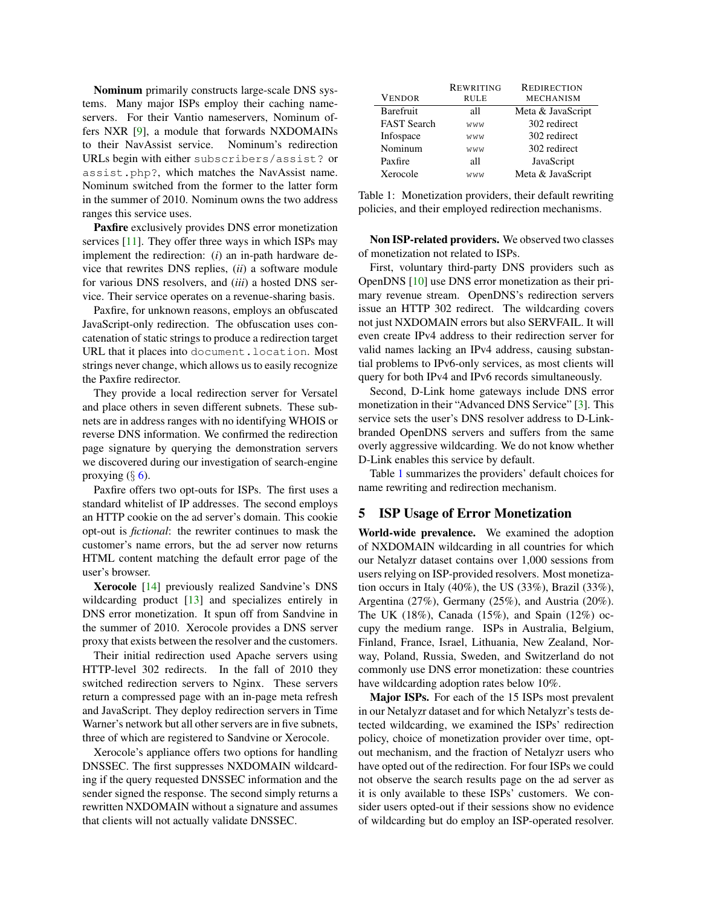**Nominum** primarily constructs large-scale DNS systems. Many major ISPs employ their caching nameservers. For their Vantio nameservers, Nominum offers NXR [9], a module that forwards NXDOMAINs to their NavAssist service. Nominum's redirection URLs begin with either `subscribers/assist?` or `assist.php?`, which matches the NavAssist name. Nominum switched from the former to the latter form in the summer of 2010. Nominum owns the two address ranges this service uses.

**Paxfire** exclusively provides DNS error monetization services [11]. They offer three ways in which ISPs may implement the redirection: (*i*) an in-path hardware device that rewrites DNS replies, (*ii*) a software module for various DNS resolvers, and (*iii*) a hosted DNS service. Their service operates on a revenue-sharing basis.

Paxfire, for unknown reasons, employs an obfuscated JavaScript-only redirection. The obfuscation uses concatenation of static strings to produce a redirection target URL that it places into `document.location`. Most strings never change, which allows us to easily recognize the Paxfire redirector.

They provide a local redirection server for Versatel and place others in seven different subnets. These subnets are in address ranges with no identifying WHOIS or reverse DNS information. We confirmed the redirection page signature by querying the demonstration servers we discovered during our investigation of search-engine proxying (§ 6).

Paxfire offers two opt-outs for ISPs. The first uses a standard whitelist of IP addresses. The second employs an HTTP cookie on the ad server's domain. This cookie opt-out is *fictional*: the rewriter continues to mask the customer's name errors, but the ad server now returns HTML content matching the default error page of the user's browser.

**Xerocole** [14] previously realized Sandvine's DNS wildcarding product [13] and specializes entirely in DNS error monetization. It spun off from Sandvine in the summer of 2010. Xerocole provides a DNS server proxy that exists between the resolver and the customers.

Their initial redirection used Apache servers using HTTP-level 302 redirects. In the fall of 2010 they switched redirection servers to Nginx. These servers return a compressed page with an in-page meta refresh and JavaScript. They deploy redirection servers in Time Warner's network but all other servers are in five subnets, three of which are registered to Sandvine or Xerocole.

Xerocole's appliance offers two options for handling DNSSEC. The first suppresses NXDOMAIN wildcarding if the query requested DNSSEC information and the sender signed the response. The second simply returns a rewritten NXDOMAIN without a signature and assumes that clients will not actually validate DNSSEC.

| VENDOR | REWRITING RULE | REDIRECTION MECHANISM |
|---|---|---|
| Barefruit | all | Meta & JavaScript |
| FAST Search | www | 302 redirect |
| Infospace | www | 302 redirect |
| Nominum | www | 302 redirect |
| Paxfire | all | JavaScript |
| Xerocole | www | Meta & JavaScript |

Table 1: Monetization providers, their default rewriting policies, and their employed redirection mechanisms.

**Non ISP-related providers.** We observed two classes of monetization not related to ISPs.

First, voluntary third-party DNS providers such as OpenDNS [10] use DNS error monetization as their primary revenue stream. OpenDNS's redirection servers issue an HTTP 302 redirect. The wildcarding covers not just NXDOMAIN errors but also SERVFAIL. It will even create IPv4 address to their redirection server for valid names lacking an IPv4 address, causing substantial problems to IPv6-only services, as most clients will query for both IPv4 and IPv6 records simultaneously.

Second, D-Link home gateways include DNS error monetization in their "Advanced DNS Service" [3]. This service sets the user's DNS resolver address to D-Link-branded OpenDNS servers and suffers from the same overly aggressive wildcarding. We do not know whether D-Link enables this service by default.

Table 1 summarizes the providers' default choices for name rewriting and redirection mechanism.

## 5 ISP Usage of Error Monetization

**World-wide prevalence.** We examined the adoption of NXDOMAIN wildcarding in all countries for which our Netalyzr dataset contains over 1,000 sessions from users relying on ISP-provided resolvers. Most monetization occurs in Italy (40%), the US (33%), Brazil (33%), Argentina (27%), Germany (25%), and Austria (20%). The UK (18%), Canada (15%), and Spain (12%) occupy the medium range. ISPs in Australia, Belgium, Finland, France, Israel, Lithuania, New Zealand, Norway, Poland, Russia, Sweden, and Switzerland do not commonly use DNS error monetization: these countries have wildcarding adoption rates below 10%.

**Major ISPs.** For each of the 15 ISPs most prevalent in our Netalyzr dataset and for which Netalyzr's tests detected wildcarding, we examined the ISPs' redirection policy, choice of monetization provider over time, opt-out mechanism, and the fraction of Netalyzr users who have opted out of the redirection. For four ISPs we could not observe the search results page on the ad server as it is only available to these ISPs' customers. We consider users opted-out if their sessions show no evidence of wildcarding but do employ an ISP-operated resolver.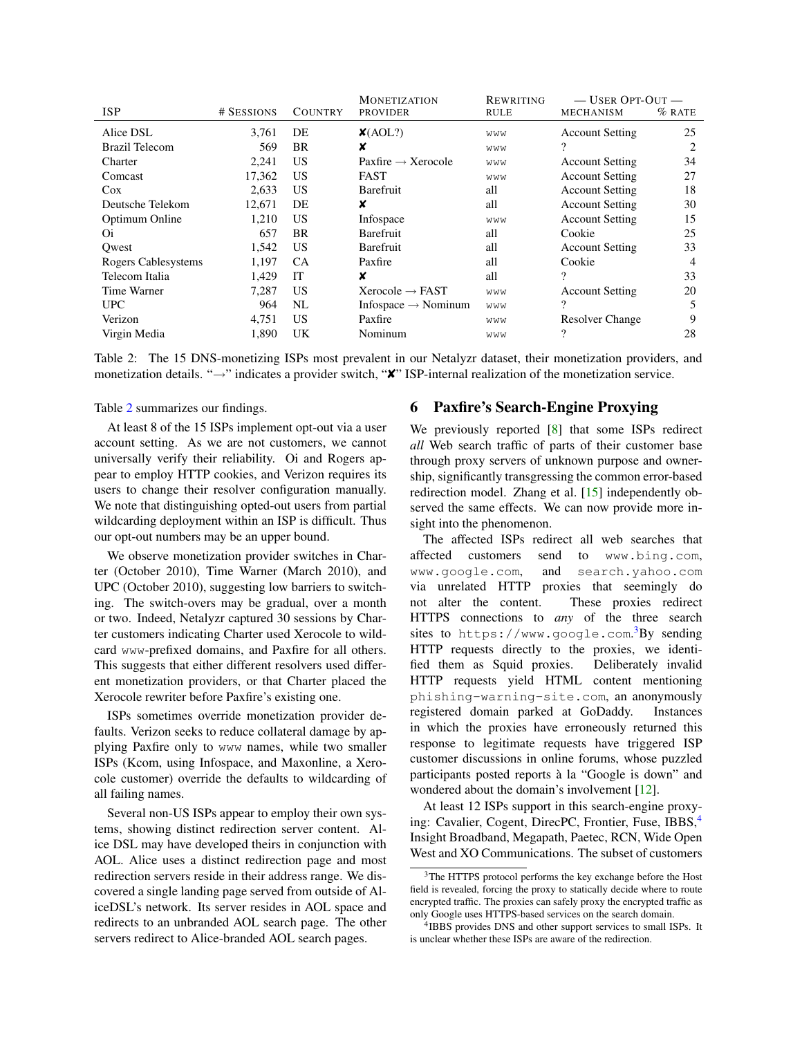| ISP | # Sessions | Country | Monetization provider | Rewriting rule | — User Opt-Out — Mechanism | % Rate |
|---|---|---|---|---|---|---|
| Alice DSL | 3,761 | DE | ✘(AOL?) | www | Account Setting | 25 |
| Brazil Telecom | 569 | BR | ✘ | www | ? | 2 |
| Charter | 2,241 | US | Paxfire → Xerocole | www | Account Setting | 34 |
| Comcast | 17,362 | US | FAST | www | Account Setting | 27 |
| Cox | 2,633 | US | Barefruit | all | Account Setting | 18 |
| Deutsche Telekom | 12,671 | DE | ✘ | all | Account Setting | 30 |
| Optimum Online | 1,210 | US | Infospace | www | Account Setting | 15 |
| Oi | 657 | BR | Barefruit | all | Cookie | 25 |
| Qwest | 1,542 | US | Barefruit | all | Account Setting | 33 |
| Rogers Cablesystems | 1,197 | CA | Paxfire | all | Cookie | 4 |
| Telecom Italia | 1,429 | IT | ✘ | all | ? | 33 |
| Time Warner | 7,287 | US | Xerocole → FAST | www | Account Setting | 20 |
| UPC | 964 | NL | Infospace → Nominum | www | ? | 5 |
| Verizon | 4,751 | US | Paxfire | www | Resolver Change | 9 |
| Virgin Media | 1,890 | UK | Nominum | www | ? | 28 |

Table 2: The 15 DNS-monetizing ISPs most prevalent in our Netalyzr dataset, their monetization providers, and monetization details. "→" indicates a provider switch, "✘" ISP-internal realization of the monetization service.

Table 2 summarizes our findings.

At least 8 of the 15 ISPs implement opt-out via a user account setting. As we are not customers, we cannot universally verify their reliability. Oi and Rogers appear to employ HTTP cookies, and Verizon requires its users to change their resolver configuration manually. We note that distinguishing opted-out users from partial wildcarding deployment within an ISP is difficult. Thus our opt-out numbers may be an upper bound.

We observe monetization provider switches in Charter (October 2010), Time Warner (March 2010), and UPC (October 2010), suggesting low barriers to switching. The switch-overs may be gradual, over a month or two. Indeed, Netalyzr captured 30 sessions by Charter customers indicating Charter used Xerocole to wildcard www-prefixed domains, and Paxfire for all others. This suggests that either different resolvers used different monetization providers, or that Charter placed the Xerocole rewriter before Paxfire's existing one.

ISPs sometimes override monetization provider defaults. Verizon seeks to reduce collateral damage by applying Paxfire only to www names, while two smaller ISPs (Kcom, using Infospace, and Maxonline, a Xerocole customer) override the defaults to wildcarding of all failing names.

Several non-US ISPs appear to employ their own systems, showing distinct redirection server content. Alice DSL may have developed theirs in conjunction with AOL. Alice uses a distinct redirection page and most redirection servers reside in their address range. We discovered a single landing page served from outside of AliceDSL's network. Its server resides in AOL space and redirects to an unbranded AOL search page. The other servers redirect to Alice-branded AOL search pages.

## 6 Paxfire's Search-Engine Proxying

We previously reported [8] that some ISPs redirect *all* Web search traffic of parts of their customer base through proxy servers of unknown purpose and ownership, significantly transgressing the common error-based redirection model. Zhang et al. [15] independently observed the same effects. We can now provide more insight into the phenomenon.

The affected ISPs redirect all web searches that affected customers send to `www.bing.com`, `www.google.com`, and `search.yahoo.com` via unrelated HTTP proxies that seemingly do not alter the content. These proxies redirect HTTPS connections to *any* of the three search sites to `https://www.google.com`.[3] By sending HTTP requests directly to the proxies, we identified them as Squid proxies. Deliberately invalid HTTP requests yield HTML content mentioning `phishing-warning-site.com`, an anonymously registered domain parked at GoDaddy. Instances in which the proxies have erroneously returned this response to legitimate requests have triggered ISP customer discussions in online forums, whose puzzled participants posted reports à la "Google is down" and wondered about the domain's involvement [12].

At least 12 ISPs support in this search-engine proxying: Cavalier, Cogent, DirecPC, Frontier, Fuse, IBBS,[4] Insight Broadband, Megapath, Paetec, RCN, Wide Open West and XO Communications. The subset of customers

[3] The HTTPS protocol performs the key exchange before the Host field is revealed, forcing the proxy to statically decide where to route encrypted traffic. The proxies can safely proxy the encrypted traffic as only Google uses HTTPS-based services on the search domain.

[4] IBBS provides DNS and other support services to small ISPs. It is unclear whether these ISPs are aware of the redirection.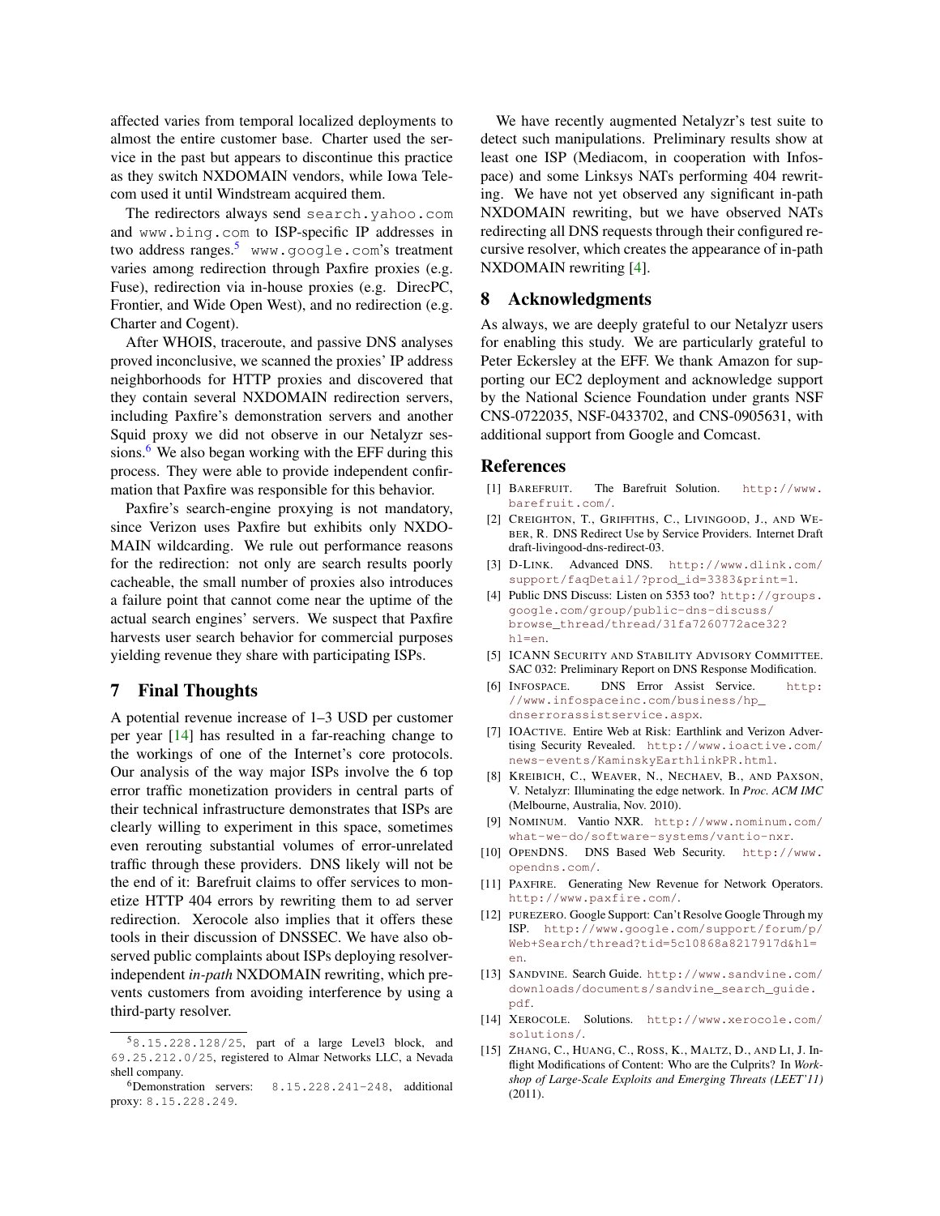affected varies from temporal localized deployments to almost the entire customer base. Charter used the service in the past but appears to discontinue this practice as they switch NXDOMAIN vendors, while Iowa Telecom used it until Windstream acquired them.

The redirectors always send search.yahoo.com and www.bing.com to ISP-specific IP addresses in two address ranges.[5] www.google.com's treatment varies among redirection through Paxfire proxies (e.g. Fuse), redirection via in-house proxies (e.g. DirecPC, Frontier, and Wide Open West), and no redirection (e.g. Charter and Cogent).

After WHOIS, traceroute, and passive DNS analyses proved inconclusive, we scanned the proxies' IP address neighborhoods for HTTP proxies and discovered that they contain several NXDOMAIN redirection servers, including Paxfire's demonstration servers and another Squid proxy we did not observe in our Netalyzr sessions.[6] We also began working with the EFF during this process. They were able to provide independent confirmation that Paxfire was responsible for this behavior.

Paxfire's search-engine proxying is not mandatory, since Verizon uses Paxfire but exhibits only NXDOMAIN wildcarding. We rule out performance reasons for the redirection: not only are search results poorly cacheable, the small number of proxies also introduces a failure point that cannot come near the uptime of the actual search engines' servers. We suspect that Paxfire harvests user search behavior for commercial purposes yielding revenue they share with participating ISPs.

## 7 Final Thoughts

A potential revenue increase of 1–3 USD per customer per year [14] has resulted in a far-reaching change to the workings of one of the Internet's core protocols. Our analysis of the way major ISPs involve the 6 top error traffic monetization providers in central parts of their technical infrastructure demonstrates that ISPs are clearly willing to experiment in this space, sometimes even rerouting substantial volumes of error-unrelated traffic through these providers. DNS likely will not be the end of it: Barefruit claims to offer services to monetize HTTP 404 errors by rewriting them to ad server redirection. Xerocole also implies that it offers these tools in their discussion of DNSSEC. We have also observed public complaints about ISPs deploying resolver-independent *in-path* NXDOMAIN rewriting, which prevents customers from avoiding interference by using a third-party resolver.

We have recently augmented Netalyzr's test suite to detect such manipulations. Preliminary results show at least one ISP (Mediacom, in cooperation with Infospace) and some Linksys NATs performing 404 rewriting. We have not yet observed any significant in-path NXDOMAIN rewriting, but we have observed NATs redirecting all DNS requests through their configured recursive resolver, which creates the appearance of in-path NXDOMAIN rewriting [4].

## 8 Acknowledgments

As always, we are deeply grateful to our Netalyzr users for enabling this study. We are particularly grateful to Peter Eckersley at the EFF. We thank Amazon for supporting our EC2 deployment and acknowledge support by the National Science Foundation under grants NSF CNS-0722035, NSF-0433702, and CNS-0905631, with additional support from Google and Comcast.

## References

[1] BAREFRUIT. The Barefruit Solution. http://www.barefruit.com/.

[2] CREIGHTON, T., GRIFFITHS, C., LIVINGOOD, J., AND WEBER, R. DNS Redirect Use by Service Providers. Internet Draft draft-livingood-dns-redirect-03.

[3] D-LINK. Advanced DNS. http://www.dlink.com/support/faqDetail/?prod_id=3383&print=1.

[4] Public DNS Discuss: Listen on 5353 too? http://groups.google.com/group/public-dns-discuss/browse_thread/thread/31fa7260772ace32?hl=en.

[5] ICANN SECURITY AND STABILITY ADVISORY COMMITTEE. SAC 032: Preliminary Report on DNS Response Modification.

[6] INFOSPACE. DNS Error Assist Service. http://www.infospaceinc.com/business/hp_dnserrorassistservice.aspx.

[7] IOACTIVE. Entire Web at Risk: Earthlink and Verizon Advertising Security Revealed. http://www.ioactive.com/news-events/KaminskyEarthlinkPR.html.

[8] KREIBICH, C., WEAVER, N., NECHAEV, B., AND PAXSON, V. Netalyzr: Illuminating the edge network. In *Proc. ACM IMC* (Melbourne, Australia, Nov. 2010).

[9] NOMINUM. Vantio NXR. http://www.nominum.com/what-we-do/software-systems/vantio-nxr.

[10] OPENDNS. DNS Based Web Security. http://www.opendns.com/.

[11] PAXFIRE. Generating New Revenue for Network Operators. http://www.paxfire.com/.

[12] PUREZERO. Google Support: Can't Resolve Google Through my ISP. http://www.google.com/support/forum/p/Web+Search/thread?tid=5c10868a8217917d&hl=en.

[13] SANDVINE. Search Guide. http://www.sandvine.com/downloads/documents/sandvine_search_guide.pdf.

[14] XEROCOLE. Solutions. http://www.xerocole.com/solutions/.

[15] ZHANG, C., HUANG, C., ROSS, K., MALTZ, D., AND LI, J. Inflight Modifications of Content: Who are the Culprits? In *Workshop of Large-Scale Exploits and Emerging Threats (LEET'11)* (2011).

---

[5] 8.15.228.128/25, part of a large Level3 block, and 69.25.212.0/25, registered to Almar Networks LLC, a Nevada shell company.

[6] Demonstration servers: 8.15.228.241-248, additional proxy: 8.15.228.249.